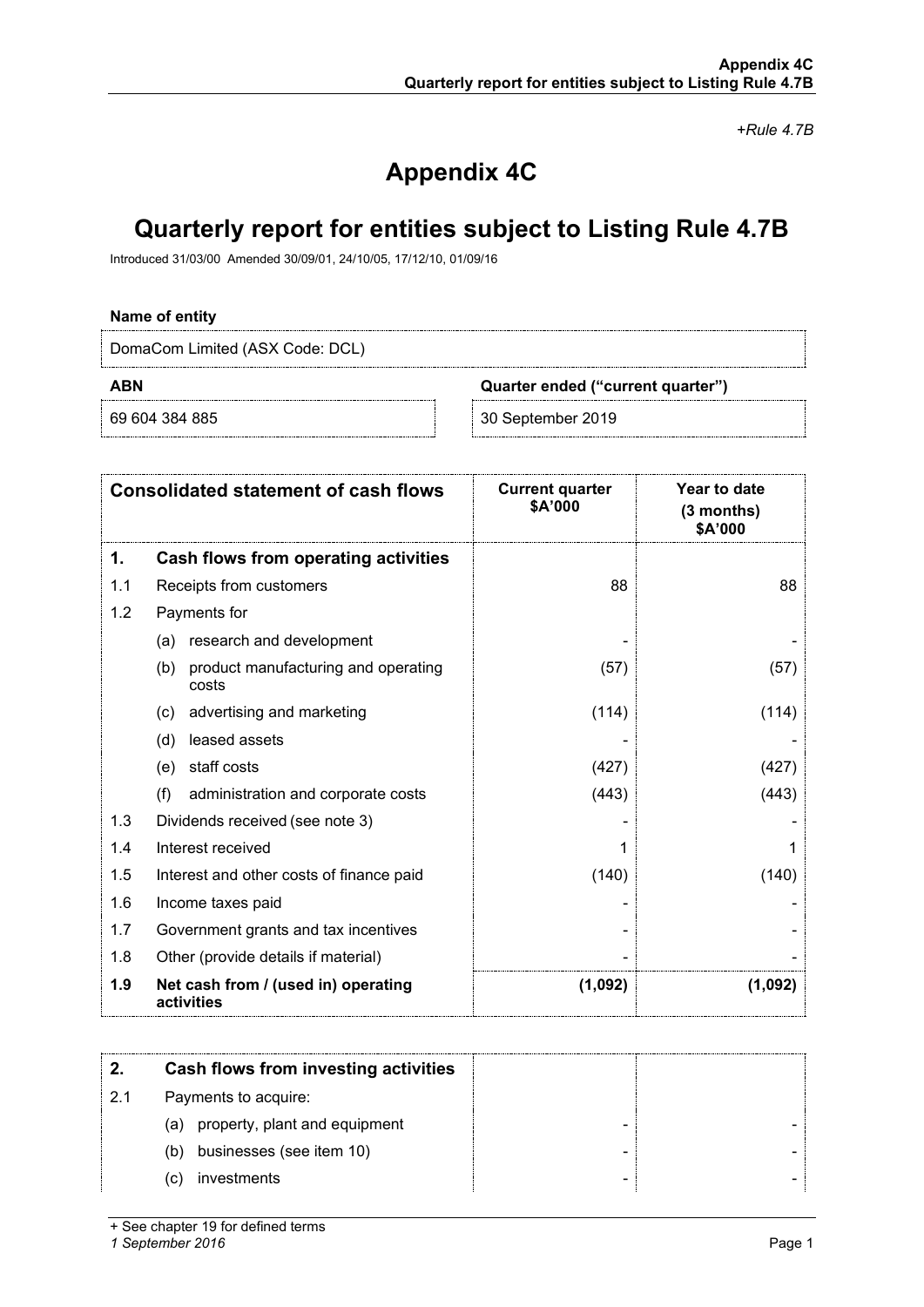*+Rule 4.7B*

# Appendix 4C

# Quarterly report for entities subject to Listing Rule 4.7B

Introduced 31/03/00 Amended 30/09/01, 24/10/05, 17/12/10, 01/09/16

**Name of entity**

DomaCom Limited (ASX Code: DCL)

| ABN | Quarter ended ("current quarter") |
|---|---|
| 69 604 384 885 | 30 September 2019 |

| | **Consolidated statement of cash flows** | **Current quarter $A'000** | **Year to date (3 months) $A'000** |
|---|---|---|---|
| **1.** | **Cash flows from operating activities** | | |
| 1.1 | Receipts from customers | 88 | 88 |
| 1.2 | Payments for | | |
| | (a) research and development | - | - |
| | (b) product manufacturing and operating costs | (57) | (57) |
| | (c) advertising and marketing | (114) | (114) |
| | (d) leased assets | - | - |
| | (e) staff costs | (427) | (427) |
| | (f) administration and corporate costs | (443) | (443) |
| 1.3 | Dividends received (see note 3) | - | - |
| 1.4 | Interest received | 1 | 1 |
| 1.5 | Interest and other costs of finance paid | (140) | (140) |
| 1.6 | Income taxes paid | - | - |
| 1.7 | Government grants and tax incentives | - | - |
| 1.8 | Other (provide details if material) | - | - |
| **1.9** | **Net cash from / (used in) operating activities** | **(1,092)** | **(1,092)** |

| | | | |
|---|---|---|---|
| **2.** | **Cash flows from investing activities** | | |
| 2.1 | Payments to acquire: | | |
| | (a) property, plant and equipment | - | - |
| | (b) businesses (see item 10) | - | - |
| | (c) investments | - | - |

+ See chapter 19 for defined terms
*1 September 2016*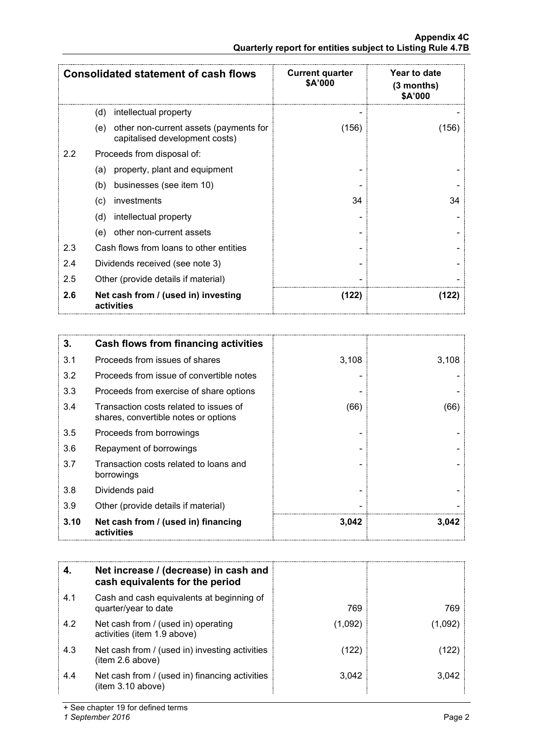| Consolidated statement of cash flows | | Current quarter $A'000 | Year to date (3 months) $A'000 |
|---|---|---|---|
| | (d) intellectual property | - | - |
| | (e) other non-current assets (payments for capitalised development costs) | (156) | (156) |
| 2.2 | Proceeds from disposal of: | | |
| | (a) property, plant and equipment | - | - |
| | (b) businesses (see item 10) | - | - |
| | (c) investments | 34 | 34 |
| | (d) intellectual property | - | - |
| | (e) other non-current assets | - | - |
| 2.3 | Cash flows from loans to other entities | - | - |
| 2.4 | Dividends received (see note 3) | - | - |
| 2.5 | Other (provide details if material) | - | - |
| **2.6** | **Net cash from / (used in) investing activities** | **(122)** | **(122)** |

| 3. | Cash flows from financing activities | | |
|---|---|---|---|
| 3.1 | Proceeds from issues of shares | 3,108 | 3,108 |
| 3.2 | Proceeds from issue of convertible notes | - | - |
| 3.3 | Proceeds from exercise of share options | - | - |
| 3.4 | Transaction costs related to issues of shares, convertible notes or options | (66) | (66) |
| 3.5 | Proceeds from borrowings | - | - |
| 3.6 | Repayment of borrowings | - | - |
| 3.7 | Transaction costs related to loans and borrowings | - | - |
| 3.8 | Dividends paid | - | - |
| 3.9 | Other (provide details if material) | - | - |
| **3.10** | **Net cash from / (used in) financing activities** | **3,042** | **3,042** |

| 4. | Net increase / (decrease) in cash and cash equivalents for the period | | |
|---|---|---|---|
| 4.1 | Cash and cash equivalents at beginning of quarter/year to date | 769 | 769 |
| 4.2 | Net cash from / (used in) operating activities (item 1.9 above) | (1,092) | (1,092) |
| 4.3 | Net cash from / (used in) investing activities (item 2.6 above) | (122) | (122) |
| 4.4 | Net cash from / (used in) financing activities (item 3.10 above) | 3,042 | 3,042 |

+ See chapter 19 for defined terms

*1 September 2016*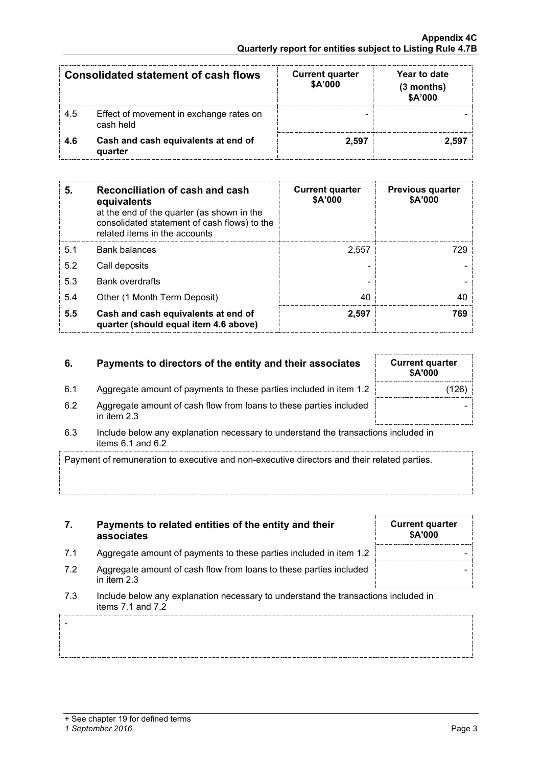| Consolidated statement of cash flows | | Current quarter $A'000 | Year to date (3 months) $A'000 |
|---|---|---|---|
| 4.5 | Effect of movement in exchange rates on cash held | - | - |
| **4.6** | **Cash and cash equivalents at end of quarter** | **2,597** | **2,597** |

| **5.** | **Reconciliation of cash and cash equivalents** at the end of the quarter (as shown in the consolidated statement of cash flows) to the related items in the accounts | **Current quarter $A'000** | **Previous quarter $A'000** |
|---|---|---|---|
| 5.1 | Bank balances | 2,557 | 729 |
| 5.2 | Call deposits | - | - |
| 5.3 | Bank overdrafts | - | - |
| 5.4 | Other (1 Month Term Deposit) | 40 | 40 |
| **5.5** | **Cash and cash equivalents at end of quarter (should equal item 4.6 above)** | **2,597** | **769** |

| **6.** | **Payments to directors of the entity and their associates** | **Current quarter $A'000** |
|---|---|---|
| 6.1 | Aggregate amount of payments to these parties included in item 1.2 | (126) |
| 6.2 | Aggregate amount of cash flow from loans to these parties included in item 2.3 | - |

6.3 Include below any explanation necessary to understand the transactions included in items 6.1 and 6.2

Payment of remuneration to executive and non-executive directors and their related parties.

| **7.** | **Payments to related entities of the entity and their associates** | **Current quarter $A'000** |
|---|---|---|
| 7.1 | Aggregate amount of payments to these parties included in item 1.2 | - |
| 7.2 | Aggregate amount of cash flow from loans to these parties included in item 2.3 | - |

7.3 Include below any explanation necessary to understand the transactions included in items 7.1 and 7.2

-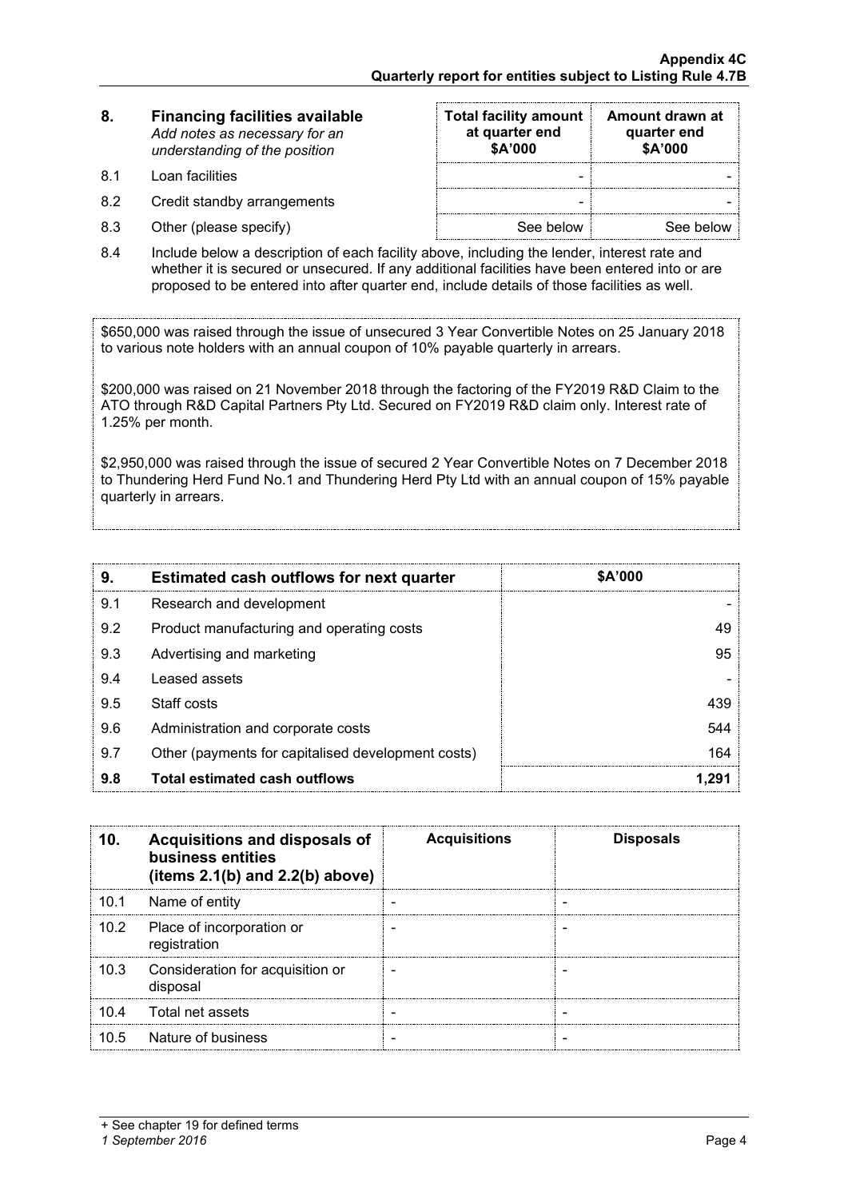| 8. | Financing facilities available *Add notes as necessary for an understanding of the position* | Total facility amount at quarter end $A'000 | Amount drawn at quarter end $A'000 |
|---|---|---|---|
| 8.1 | Loan facilities | - | - |
| 8.2 | Credit standby arrangements | - | - |
| 8.3 | Other (please specify) | See below | See below |

8.4 Include below a description of each facility above, including the lender, interest rate and whether it is secured or unsecured. If any additional facilities have been entered into or are proposed to be entered into after quarter end, include details of those facilities as well.

$650,000 was raised through the issue of unsecured 3 Year Convertible Notes on 25 January 2018 to various note holders with an annual coupon of 10% payable quarterly in arrears.

$200,000 was raised on 21 November 2018 through the factoring of the FY2019 R&D Claim to the ATO through R&D Capital Partners Pty Ltd. Secured on FY2019 R&D claim only. Interest rate of 1.25% per month.

$2,950,000 was raised through the issue of secured 2 Year Convertible Notes on 7 December 2018 to Thundering Herd Fund No.1 and Thundering Herd Pty Ltd with an annual coupon of 15% payable quarterly in arrears.

| 9. | Estimated cash outflows for next quarter | $A'000 |
|---|---|---|
| 9.1 | Research and development | - |
| 9.2 | Product manufacturing and operating costs | 49 |
| 9.3 | Advertising and marketing | 95 |
| 9.4 | Leased assets | - |
| 9.5 | Staff costs | 439 |
| 9.6 | Administration and corporate costs | 544 |
| 9.7 | Other (payments for capitalised development costs) | 164 |
| **9.8** | **Total estimated cash outflows** | **1,291** |

| 10. | Acquisitions and disposals of business entities (items 2.1(b) and 2.2(b) above) | Acquisitions | Disposals |
|---|---|---|---|
| 10.1 | Name of entity | - | - |
| 10.2 | Place of incorporation or registration | - | - |
| 10.3 | Consideration for acquisition or disposal | - | - |
| 10.4 | Total net assets | - | - |
| 10.5 | Nature of business | - | - |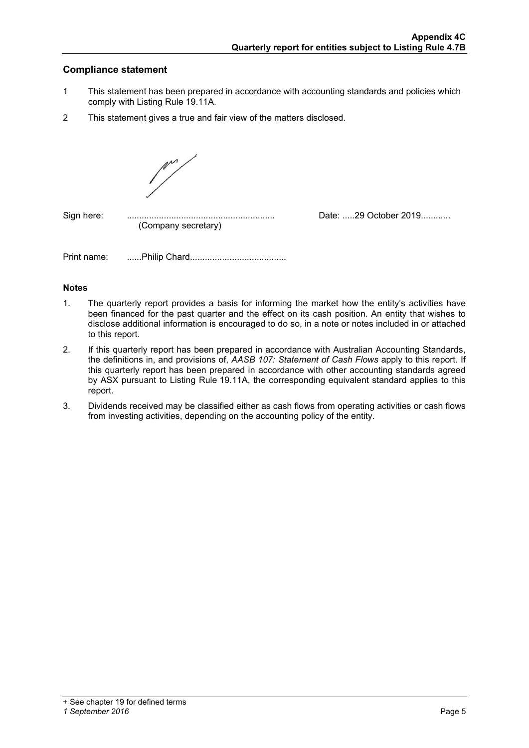## Compliance statement

1. This statement has been prepared in accordance with accounting standards and policies which comply with Listing Rule 19.11A.
2. This statement gives a true and fair view of the matters disclosed.

Sign here: ............................................................ Date: .....29 October 2019............
(Company secretary)

Print name: ......Philip Chard.......................................

**Notes**

1. The quarterly report provides a basis for informing the market how the entity's activities have been financed for the past quarter and the effect on its cash position. An entity that wishes to disclose additional information is encouraged to do so, in a note or notes included in or attached to this report.
2. If this quarterly report has been prepared in accordance with Australian Accounting Standards, the definitions in, and provisions of, *AASB 107: Statement of Cash Flows* apply to this report. If this quarterly report has been prepared in accordance with other accounting standards agreed by ASX pursuant to Listing Rule 19.11A, the corresponding equivalent standard applies to this report.
3. Dividends received may be classified either as cash flows from operating activities or cash flows from investing activities, depending on the accounting policy of the entity.